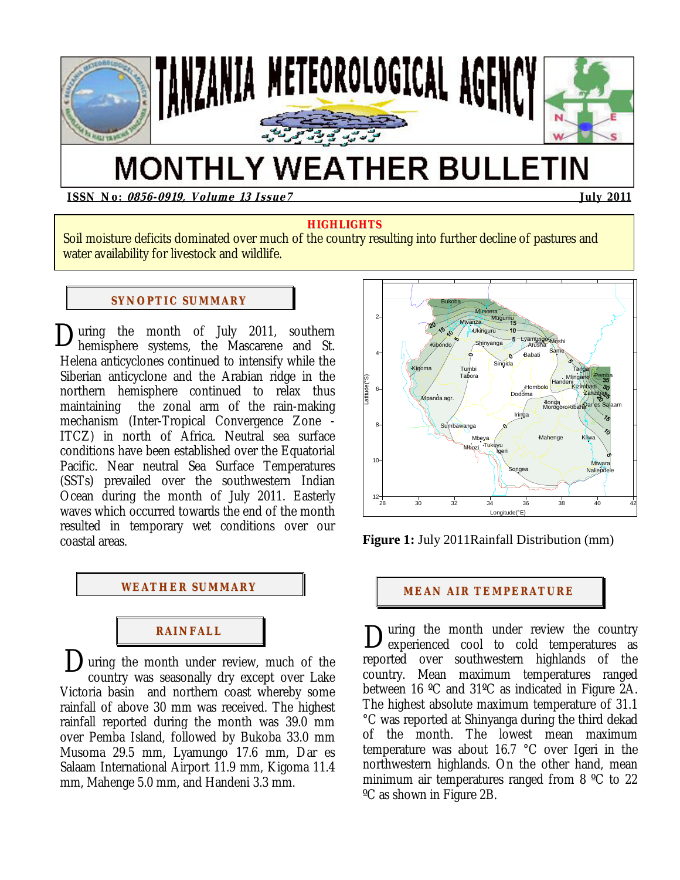# TANZANIA METEOROLOGICAL AGENCY

# MONTHLY WEATHER BULLETIN

**ISSN No: *0856-0919, Volume 13 Issue7*** **July 2011**

**HIGHLIGHTS**

Soil moisture deficits dominated over much of the country resulting into further decline of pastures and water availability for livestock and wildlife.

## SYNOPTIC SUMMARY

During the month of July 2011, southern hemisphere systems, the Mascarene and St. Helena anticyclones continued to intensify while the Siberian anticyclone and the Arabian ridge in the northern hemisphere continued to relax thus maintaining the zonal arm of the rain-making mechanism (Inter-Tropical Convergence Zone - ITCZ) in north of Africa. Neutral sea surface conditions have been established over the Equatorial Pacific. Near neutral Sea Surface Temperatures (SSTs) prevailed over the southwestern Indian Ocean during the month of July 2011. Easterly waves which occurred towards the end of the month resulted in temporary wet conditions over our coastal areas.

**Figure 1:** July 2011Rainfall Distribution (mm)

## WEATHER SUMMARY

### RAINFALL

During the month under review, much of the country was seasonally dry except over Lake Victoria basin and northern coast whereby some rainfall of above 30 mm was received. The highest rainfall reported during the month was 39.0 mm over Pemba Island, followed by Bukoba 33.0 mm Musoma 29.5 mm, Lyamungo 17.6 mm, Dar es Salaam International Airport 11.9 mm, Kigoma 11.4 mm, Mahenge 5.0 mm, and Handeni 3.3 mm.

## MEAN AIR TEMPERATURE

During the month under review the country experienced cool to cold temperatures as reported over southwestern highlands of the country. Mean maximum temperatures ranged between 16 ºC and 31ºC as indicated in Figure 2A. The highest absolute maximum temperature of 31.1 °C was reported at Shinyanga during the third dekad of the month. The lowest mean maximum temperature was about 16.7 °C over Igeri in the northwestern highlands. On the other hand, mean minimum air temperatures ranged from 8 ºC to 22 ºC as shown in Figure 2B.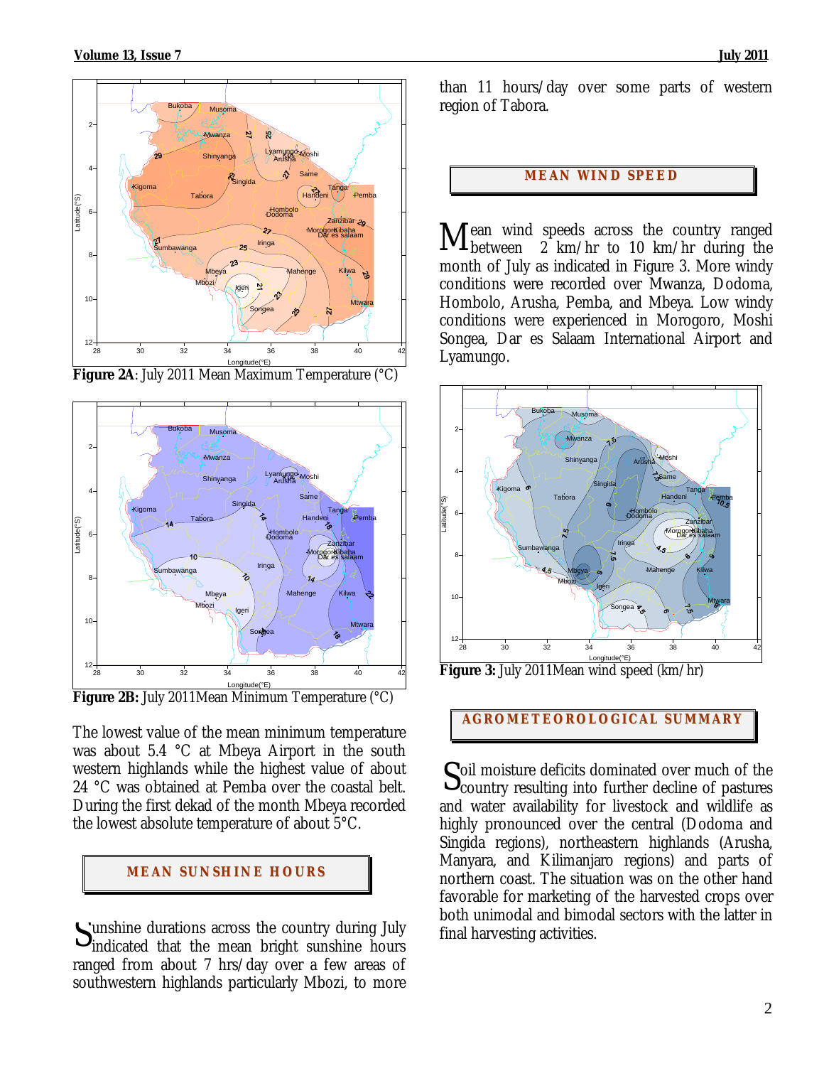**Figure 2A**: July 2011 Mean Maximum Temperature (°C)

**Figure 2B:** July 2011Mean Minimum Temperature (°C)

The lowest value of the mean minimum temperature was about 5.4 °C at Mbeya Airport in the south western highlands while the highest value of about 24 °C was obtained at Pemba over the coastal belt. During the first dekad of the month Mbeya recorded the lowest absolute temperature of about 5°C.

## MEAN SUNSHINE HOURS

Sunshine durations across the country during July indicated that the mean bright sunshine hours ranged from about 7 hrs/day over a few areas of southwestern highlands particularly Mbozi, to more than 11 hours/day over some parts of western region of Tabora.

## MEAN WIND SPEED

Mean wind speeds across the country ranged between 2 km/hr to 10 km/hr during the month of July as indicated in Figure 3. More windy conditions were recorded over Mwanza, Dodoma, Hombolo, Arusha, Pemba, and Mbeya. Low windy conditions were experienced in Morogoro, Moshi Songea, Dar es Salaam International Airport and Lyamungo.

**Figure 3:** July 2011Mean wind speed (km/hr)

## AGROMETEOROLOGICAL SUMMARY

Soil moisture deficits dominated over much of the country resulting into further decline of pastures and water availability for livestock and wildlife as highly pronounced over the central (Dodoma and Singida regions), northeastern highlands (Arusha, Manyara, and Kilimanjaro regions) and parts of northern coast. The situation was on the other hand favorable for marketing of the harvested crops over both unimodal and bimodal sectors with the latter in final harvesting activities.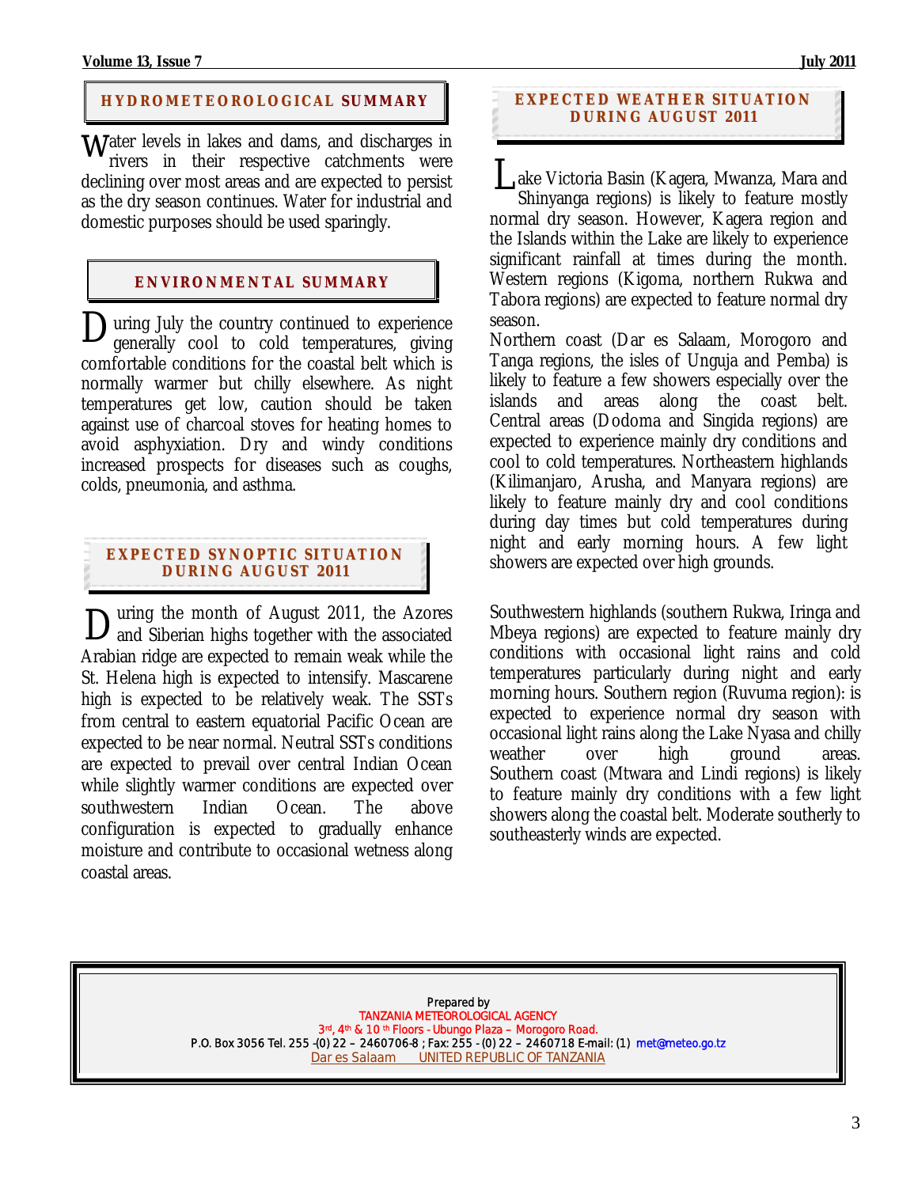## HYDROMETEOROLOGICAL SUMMARY

Water levels in lakes and dams, and discharges in rivers in their respective catchments were declining over most areas and are expected to persist as the dry season continues. Water for industrial and domestic purposes should be used sparingly.

## ENVIRONMENTAL SUMMARY

During July the country continued to experience generally cool to cold temperatures, giving comfortable conditions for the coastal belt which is normally warmer but chilly elsewhere. As night temperatures get low, caution should be taken against use of charcoal stoves for heating homes to avoid asphyxiation. Dry and windy conditions increased prospects for diseases such as coughs, colds, pneumonia, and asthma.

## EXPECTED SYNOPTIC SITUATION DURING AUGUST 2011

During the month of August 2011, the Azores and Siberian highs together with the associated Arabian ridge are expected to remain weak while the St. Helena high is expected to intensify. Mascarene high is expected to be relatively weak. The SSTs from central to eastern equatorial Pacific Ocean are expected to be near normal. Neutral SSTs conditions are expected to prevail over central Indian Ocean while slightly warmer conditions are expected over southwestern Indian Ocean. The above configuration is expected to gradually enhance moisture and contribute to occasional wetness along coastal areas.

## EXPECTED WEATHER SITUATION DURING AUGUST 2011

Lake Victoria Basin (Kagera, Mwanza, Mara and Shinyanga regions) is likely to feature mostly normal dry season. However, Kagera region and the Islands within the Lake are likely to experience significant rainfall at times during the month. Western regions (Kigoma, northern Rukwa and Tabora regions) are expected to feature normal dry season.

Northern coast (Dar es Salaam, Morogoro and Tanga regions, the isles of Unguja and Pemba) is likely to feature a few showers especially over the islands and areas along the coast belt. Central areas (Dodoma and Singida regions) are expected to experience mainly dry conditions and cool to cold temperatures. Northeastern highlands (Kilimanjaro, Arusha, and Manyara regions) are likely to feature mainly dry and cool conditions during day times but cold temperatures during night and early morning hours. A few light showers are expected over high grounds.

Southwestern highlands (southern Rukwa, Iringa and Mbeya regions) are expected to feature mainly dry conditions with occasional light rains and cold temperatures particularly during night and early morning hours. Southern region (Ruvuma region): is expected to experience normal dry season with occasional light rains along the Lake Nyasa and chilly weather over high ground areas. Southern coast (Mtwara and Lindi regions) is likely to feature mainly dry conditions with a few light showers along the coastal belt. Moderate southerly to southeasterly winds are expected.

Prepared by
TANZANIA METEOROLOGICAL AGENCY
3rd, 4th & 10th Floors - Ubungo Plaza – Morogoro Road.
P.O. Box 3056 Tel. 255 -(0) 22 – 2460706-8 ; Fax: 255 - (0) 22 – 2460718 E-mail: (1) met@meteo.go.tz
Dar es Salaam UNITED REPUBLIC OF TANZANIA